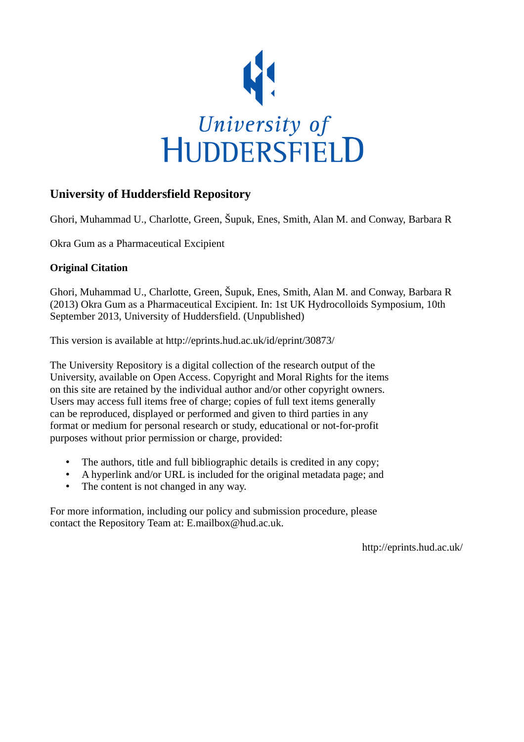University of HUDDERSFIELD

# University of Huddersfield Repository

Ghori, Muhammad U., Charlotte, Green, Šupuk, Enes, Smith, Alan M. and Conway, Barbara R

Okra Gum as a Pharmaceutical Excipient

## Original Citation

Ghori, Muhammad U., Charlotte, Green, Šupuk, Enes, Smith, Alan M. and Conway, Barbara R (2013) Okra Gum as a Pharmaceutical Excipient. In: 1st UK Hydrocolloids Symposium, 10th September 2013, University of Huddersfield. (Unpublished)

This version is available at http://eprints.hud.ac.uk/id/eprint/30873/

The University Repository is a digital collection of the research output of the University, available on Open Access. Copyright and Moral Rights for the items on this site are retained by the individual author and/or other copyright owners. Users may access full items free of charge; copies of full text items generally can be reproduced, displayed or performed and given to third parties in any format or medium for personal research or study, educational or not-for-profit purposes without prior permission or charge, provided:

- The authors, title and full bibliographic details is credited in any copy;
- A hyperlink and/or URL is included for the original metadata page; and
- The content is not changed in any way.

For more information, including our policy and submission procedure, please contact the Repository Team at: E.mailbox@hud.ac.uk.

http://eprints.hud.ac.uk/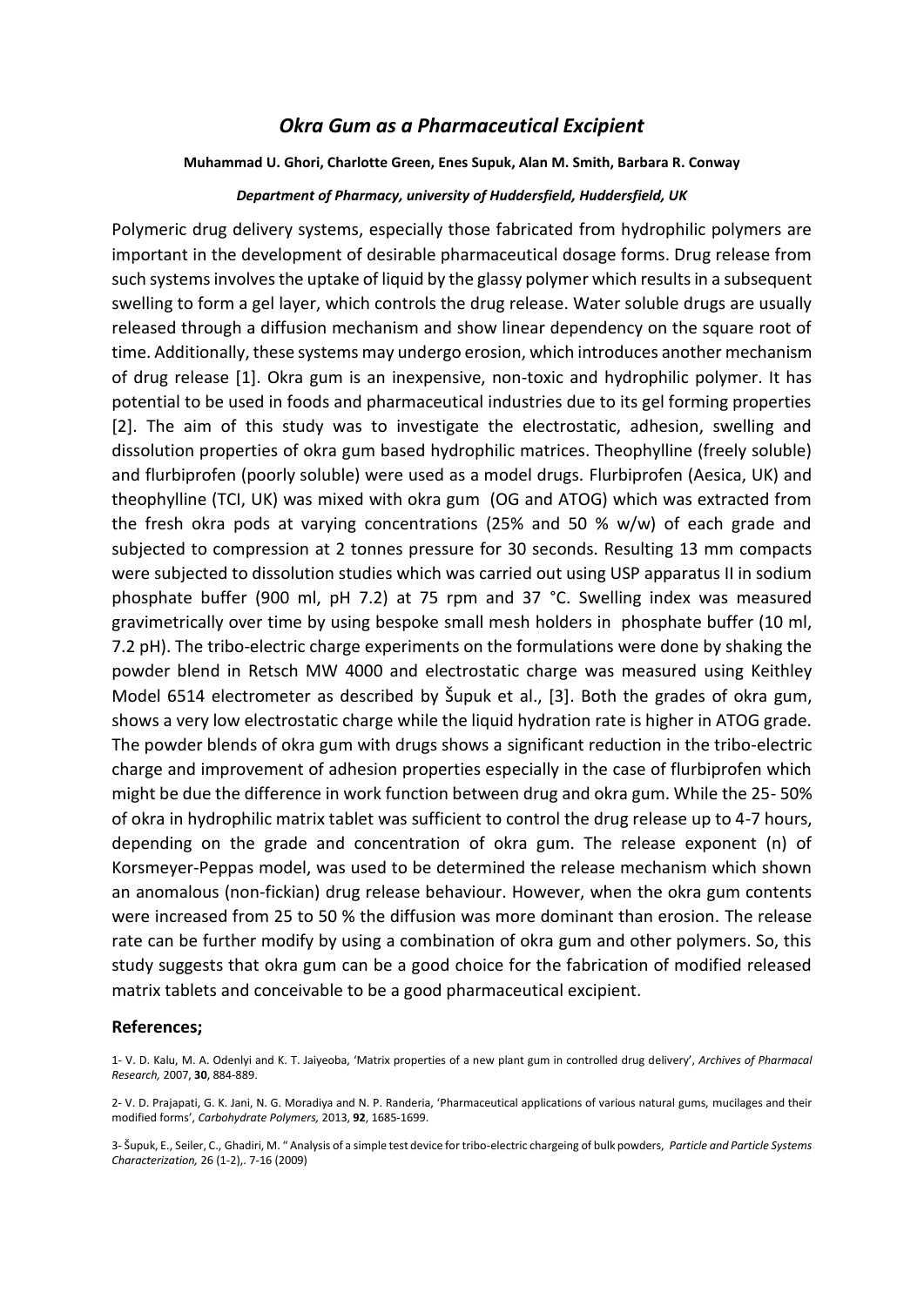# *Okra Gum as a Pharmaceutical Excipient*

**Muhammad U. Ghori, Charlotte Green, Enes Supuk, Alan M. Smith, Barbara R. Conway**

***Department of Pharmacy, university of Huddersfield, Huddersfield, UK***

Polymeric drug delivery systems, especially those fabricated from hydrophilic polymers are important in the development of desirable pharmaceutical dosage forms. Drug release from such systems involves the uptake of liquid by the glassy polymer which results in a subsequent swelling to form a gel layer, which controls the drug release. Water soluble drugs are usually released through a diffusion mechanism and show linear dependency on the square root of time. Additionally, these systems may undergo erosion, which introduces another mechanism of drug release [1]. Okra gum is an inexpensive, non-toxic and hydrophilic polymer. It has potential to be used in foods and pharmaceutical industries due to its gel forming properties [2]. The aim of this study was to investigate the electrostatic, adhesion, swelling and dissolution properties of okra gum based hydrophilic matrices. Theophylline (freely soluble) and flurbiprofen (poorly soluble) were used as a model drugs. Flurbiprofen (Aesica, UK) and theophylline (TCI, UK) was mixed with okra gum (OG and ATOG) which was extracted from the fresh okra pods at varying concentrations (25% and 50 % w/w) of each grade and subjected to compression at 2 tonnes pressure for 30 seconds. Resulting 13 mm compacts were subjected to dissolution studies which was carried out using USP apparatus II in sodium phosphate buffer (900 ml, pH 7.2) at 75 rpm and 37 °C. Swelling index was measured gravimetrically over time by using bespoke small mesh holders in phosphate buffer (10 ml, 7.2 pH). The tribo-electric charge experiments on the formulations were done by shaking the powder blend in Retsch MW 4000 and electrostatic charge was measured using Keithley Model 6514 electrometer as described by Šupuk et al., [3]. Both the grades of okra gum, shows a very low electrostatic charge while the liquid hydration rate is higher in ATOG grade. The powder blends of okra gum with drugs shows a significant reduction in the tribo-electric charge and improvement of adhesion properties especially in the case of flurbiprofen which might be due the difference in work function between drug and okra gum. While the 25- 50% of okra in hydrophilic matrix tablet was sufficient to control the drug release up to 4-7 hours, depending on the grade and concentration of okra gum. The release exponent (n) of Korsmeyer-Peppas model, was used to be determined the release mechanism which shown an anomalous (non-fickian) drug release behaviour. However, when the okra gum contents were increased from 25 to 50 % the diffusion was more dominant than erosion. The release rate can be further modify by using a combination of okra gum and other polymers. So, this study suggests that okra gum can be a good choice for the fabrication of modified released matrix tablets and conceivable to be a good pharmaceutical excipient.

## References;

1- V. D. Kalu, M. A. Odenlyi and K. T. Jaiyeoba, 'Matrix properties of a new plant gum in controlled drug delivery', *Archives of Pharmacal Research,* 2007, **30**, 884-889.

2- V. D. Prajapati, G. K. Jani, N. G. Moradiya and N. P. Randeria, 'Pharmaceutical applications of various natural gums, mucilages and their modified forms', *Carbohydrate Polymers,* 2013, **92**, 1685-1699.

3- Šupuk, E., Seiler, C., Ghadiri, M. " Analysis of a simple test device for tribo-electric chargeing of bulk powders, *Particle and Particle Systems Characterization,* 26 (1-2),. 7-16 (2009)